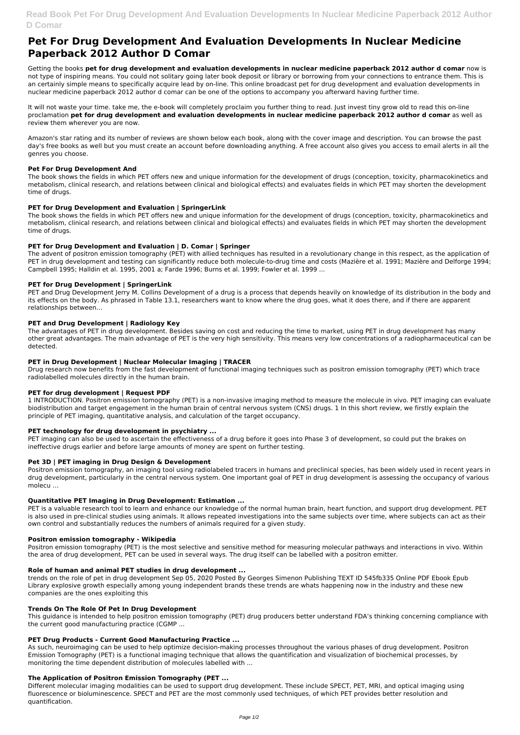# Pet For Drug Development And Evaluation Developments In Nuclear Medicine Paperback 2012 Author D Comar

Getting the books **pet for drug development and evaluation developments in nuclear medicine paperback 2012 author d comar** now is not type of inspiring means. You could not solitary going later book deposit or library or borrowing from your connections to entrance them. This is an certainly simple means to specifically acquire lead by on-line. This online broadcast pet for drug development and evaluation developments in nuclear medicine paperback 2012 author d comar can be one of the options to accompany you afterward having further time.

It will not waste your time. take me, the e-book will completely proclaim you further thing to read. Just invest tiny grow old to read this on-line proclamation **pet for drug development and evaluation developments in nuclear medicine paperback 2012 author d comar** as well as review them wherever you are now.

Amazon's star rating and its number of reviews are shown below each book, along with the cover image and description. You can browse the past day's free books as well but you must create an account before downloading anything. A free account also gives you access to email alerts in all the genres you choose.

### Pet For Drug Development And

The book shows the fields in which PET offers new and unique information for the development of drugs (conception, toxicity, pharmacokinetics and metabolism, clinical research, and relations between clinical and biological effects) and evaluates fields in which PET may shorten the development time of drugs.

### PET for Drug Development and Evaluation | SpringerLink

The book shows the fields in which PET offers new and unique information for the development of drugs (conception, toxicity, pharmacokinetics and metabolism, clinical research, and relations between clinical and biological effects) and evaluates fields in which PET may shorten the development time of drugs.

### PET for Drug Development and Evaluation | D. Comar | Springer

The advent of positron emission tomography (PET) with allied techniques has resulted in a revolutionary change in this respect, as the application of PET in drug development and testing can significantly reduce both molecule-to-drug time and costs (Mazière et al. 1991; Mazière and Delforge 1994; Campbell 1995; Halldin et al. 1995, 2001 a; Farde 1996; Burns et al. 1999; Fowler et al. 1999 ...

### PET for Drug Development | SpringerLink

PET and Drug Development Jerry M. Collins Development of a drug is a process that depends heavily on knowledge of its distribution in the body and its effects on the body. As phrased in Table 13.1, researchers want to know where the drug goes, what it does there, and if there are apparent relationships between…

### PET and Drug Development | Radiology Key

The advantages of PET in drug development. Besides saving on cost and reducing the time to market, using PET in drug development has many other great advantages. The main advantage of PET is the very high sensitivity. This means very low concentrations of a radiopharmaceutical can be detected.

### PET in Drug Development | Nuclear Molecular Imaging | TRACER

Drug research now benefits from the fast development of functional imaging techniques such as positron emission tomography (PET) which trace radiolabelled molecules directly in the human brain.

### PET for drug development | Request PDF

1 INTRODUCTION. Positron emission tomography (PET) is a non-invasive imaging method to measure the molecule in vivo. PET imaging can evaluate biodistribution and target engagement in the human brain of central nervous system (CNS) drugs. 1 In this short review, we firstly explain the principle of PET imaging, quantitative analysis, and calculation of the target occupancy.

### PET technology for drug development in psychiatry ...

PET imaging can also be used to ascertain the effectiveness of a drug before it goes into Phase 3 of development, so could put the brakes on ineffective drugs earlier and before large amounts of money are spent on further testing.

### Pet 3D | PET imaging in Drug Design & Development

Positron emission tomography, an imaging tool using radiolabeled tracers in humans and preclinical species, has been widely used in recent years in drug development, particularly in the central nervous system. One important goal of PET in drug development is assessing the occupancy of various molecu ...

### Quantitative PET Imaging in Drug Development: Estimation ...

PET is a valuable research tool to learn and enhance our knowledge of the normal human brain, heart function, and support drug development. PET is also used in pre-clinical studies using animals. It allows repeated investigations into the same subjects over time, where subjects can act as their own control and substantially reduces the numbers of animals required for a given study.

### Positron emission tomography - Wikipedia

Positron emission tomography (PET) is the most selective and sensitive method for measuring molecular pathways and interactions in vivo. Within the area of drug development, PET can be used in several ways. The drug itself can be labelled with a positron emitter.

### Role of human and animal PET studies in drug development ...

trends on the role of pet in drug development Sep 05, 2020 Posted By Georges Simenon Publishing TEXT ID 545fb335 Online PDF Ebook Epub Library explosive growth especially among young independent brands these trends are whats happening now in the industry and these new companies are the ones exploiting this

### Trends On The Role Of Pet In Drug Development

This guidance is intended to help positron emission tomography (PET) drug producers better understand FDA's thinking concerning compliance with the current good manufacturing practice (CGMP ...

### PET Drug Products - Current Good Manufacturing Practice ...

As such, neuroimaging can be used to help optimize decision-making processes throughout the various phases of drug development. Positron Emission Tomography (PET) is a functional imaging technique that allows the quantification and visualization of biochemical processes, by monitoring the time dependent distribution of molecules labelled with ...

### The Application of Positron Emission Tomography (PET ...

Different molecular imaging modalities can be used to support drug development. These include SPECT, PET, MRI, and optical imaging using fluorescence or bioluminescence. SPECT and PET are the most commonly used techniques, of which PET provides better resolution and quantification.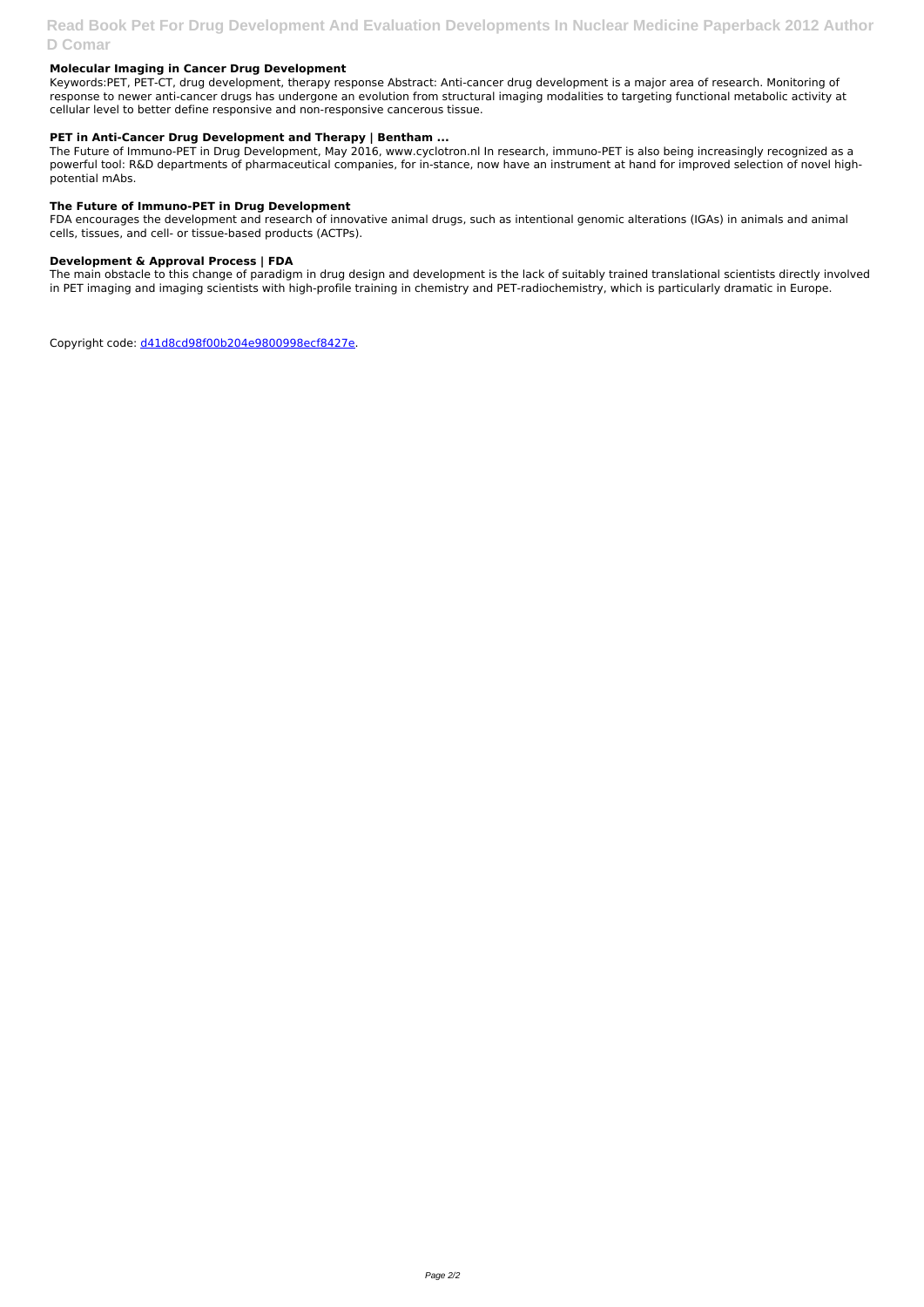### Molecular Imaging in Cancer Drug Development

Keywords:PET, PET-CT, drug development, therapy response Abstract: Anti-cancer drug development is a major area of research. Monitoring of response to newer anti-cancer drugs has undergone an evolution from structural imaging modalities to targeting functional metabolic activity at cellular level to better define responsive and non-responsive cancerous tissue.

### PET in Anti-Cancer Drug Development and Therapy | Bentham ...

The Future of Immuno-PET in Drug Development, May 2016, www.cyclotron.nl In research, immuno-PET is also being increasingly recognized as a powerful tool: R&D departments of pharmaceutical companies, for in-stance, now have an instrument at hand for improved selection of novel high-potential mAbs.

### The Future of Immuno-PET in Drug Development

FDA encourages the development and research of innovative animal drugs, such as intentional genomic alterations (IGAs) in animals and animal cells, tissues, and cell- or tissue-based products (ACTPs).

### Development & Approval Process | FDA

The main obstacle to this change of paradigm in drug design and development is the lack of suitably trained translational scientists directly involved in PET imaging and imaging scientists with high-profile training in chemistry and PET-radiochemistry, which is particularly dramatic in Europe.

Copyright code: d41d8cd98f00b204e9800998ecf8427e.